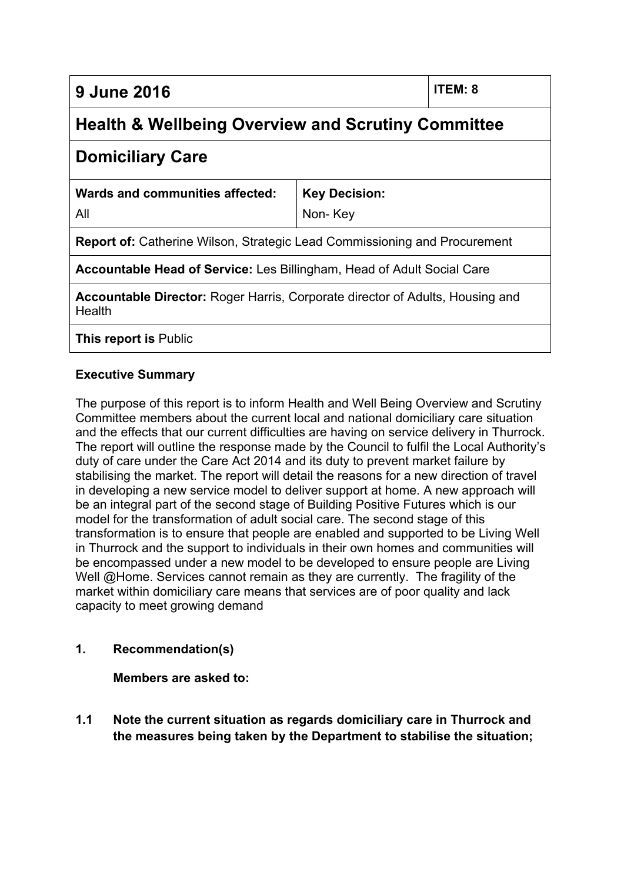| 9 June 2016 | | ITEM: 8 |
|---|---|---|
| **Health & Wellbeing Overview and Scrutiny Committee** | | |
| **Domiciliary Care** | | |
| **Wards and communities affected:** All | **Key Decision:** Non- Key | |
| **Report of:** Catherine Wilson, Strategic Lead Commissioning and Procurement | | |
| **Accountable Head of Service:** Les Billingham, Head of Adult Social Care | | |
| **Accountable Director:** Roger Harris, Corporate director of Adults, Housing and Health | | |
| **This report is** Public | | |

**Executive Summary**

The purpose of this report is to inform Health and Well Being Overview and Scrutiny Committee members about the current local and national domiciliary care situation and the effects that our current difficulties are having on service delivery in Thurrock. The report will outline the response made by the Council to fulfil the Local Authority's duty of care under the Care Act 2014 and its duty to prevent market failure by stabilising the market. The report will detail the reasons for a new direction of travel in developing a new service model to deliver support at home. A new approach will be an integral part of the second stage of Building Positive Futures which is our model for the transformation of adult social care. The second stage of this transformation is to ensure that people are enabled and supported to be Living Well in Thurrock and the support to individuals in their own homes and communities will be encompassed under a new model to be developed to ensure people are Living Well @Home. Services cannot remain as they are currently. The fragility of the market within domiciliary care means that services are of poor quality and lack capacity to meet growing demand

**1. Recommendation(s)**

**Members are asked to:**

**1.1 Note the current situation as regards domiciliary care in Thurrock and the measures being taken by the Department to stabilise the situation;**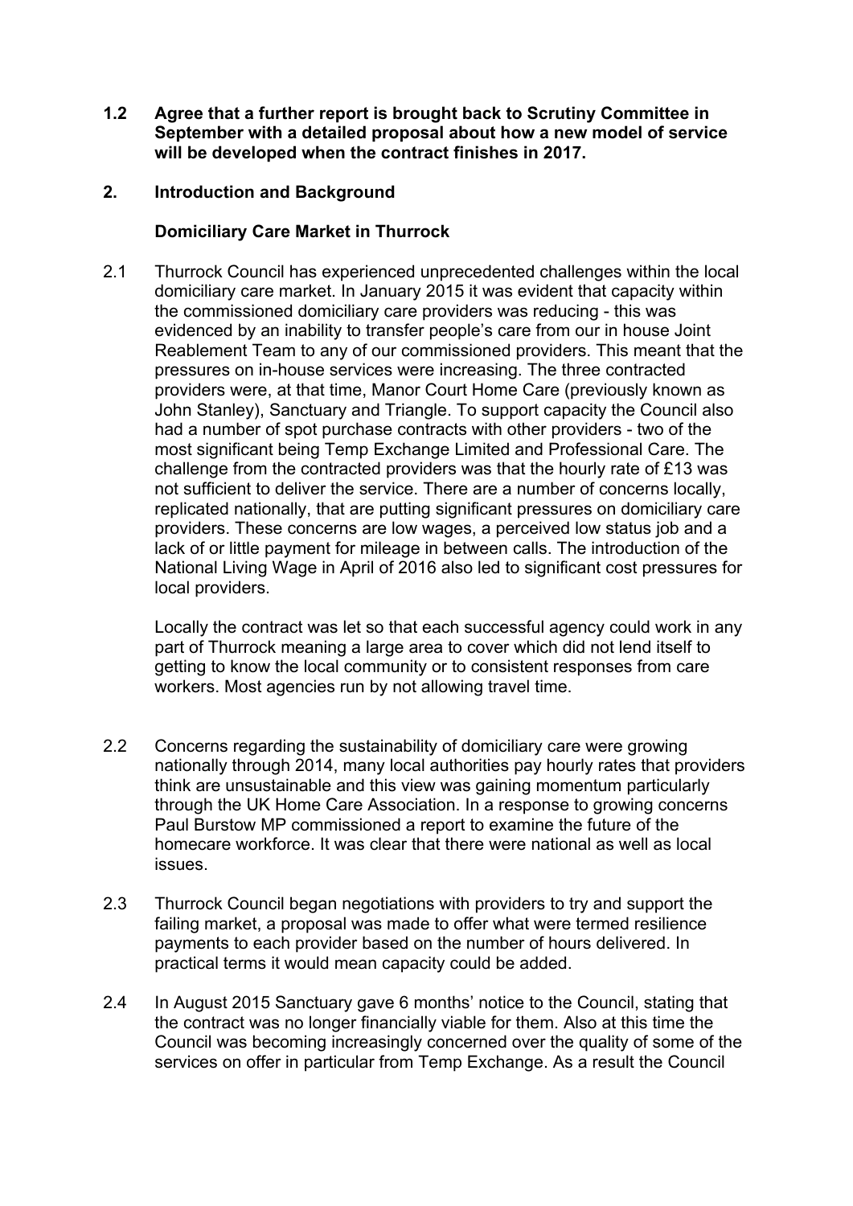**1.2 Agree that a further report is brought back to Scrutiny Committee in September with a detailed proposal about how a new model of service will be developed when the contract finishes in 2017.**

## 2. Introduction and Background

### Domiciliary Care Market in Thurrock

2.1 Thurrock Council has experienced unprecedented challenges within the local domiciliary care market. In January 2015 it was evident that capacity within the commissioned domiciliary care providers was reducing - this was evidenced by an inability to transfer people's care from our in house Joint Reablement Team to any of our commissioned providers. This meant that the pressures on in-house services were increasing. The three contracted providers were, at that time, Manor Court Home Care (previously known as John Stanley), Sanctuary and Triangle. To support capacity the Council also had a number of spot purchase contracts with other providers - two of the most significant being Temp Exchange Limited and Professional Care. The challenge from the contracted providers was that the hourly rate of £13 was not sufficient to deliver the service. There are a number of concerns locally, replicated nationally, that are putting significant pressures on domiciliary care providers. These concerns are low wages, a perceived low status job and a lack of or little payment for mileage in between calls. The introduction of the National Living Wage in April of 2016 also led to significant cost pressures for local providers.

Locally the contract was let so that each successful agency could work in any part of Thurrock meaning a large area to cover which did not lend itself to getting to know the local community or to consistent responses from care workers. Most agencies run by not allowing travel time.

2.2 Concerns regarding the sustainability of domiciliary care were growing nationally through 2014, many local authorities pay hourly rates that providers think are unsustainable and this view was gaining momentum particularly through the UK Home Care Association. In a response to growing concerns Paul Burstow MP commissioned a report to examine the future of the homecare workforce. It was clear that there were national as well as local issues.

2.3 Thurrock Council began negotiations with providers to try and support the failing market, a proposal was made to offer what were termed resilience payments to each provider based on the number of hours delivered. In practical terms it would mean capacity could be added.

2.4 In August 2015 Sanctuary gave 6 months' notice to the Council, stating that the contract was no longer financially viable for them. Also at this time the Council was becoming increasingly concerned over the quality of some of the services on offer in particular from Temp Exchange. As a result the Council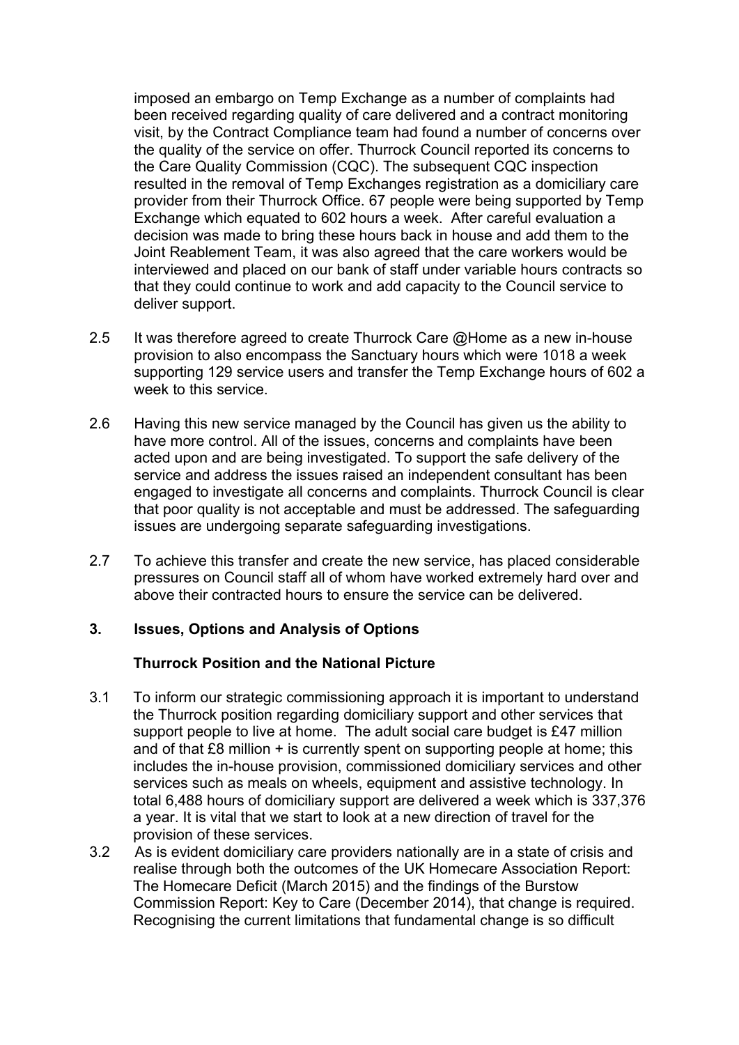imposed an embargo on Temp Exchange as a number of complaints had been received regarding quality of care delivered and a contract monitoring visit, by the Contract Compliance team had found a number of concerns over the quality of the service on offer. Thurrock Council reported its concerns to the Care Quality Commission (CQC). The subsequent CQC inspection resulted in the removal of Temp Exchanges registration as a domiciliary care provider from their Thurrock Office. 67 people were being supported by Temp Exchange which equated to 602 hours a week. After careful evaluation a decision was made to bring these hours back in house and add them to the Joint Reablement Team, it was also agreed that the care workers would be interviewed and placed on our bank of staff under variable hours contracts so that they could continue to work and add capacity to the Council service to deliver support.

2.5 It was therefore agreed to create Thurrock Care @Home as a new in-house provision to also encompass the Sanctuary hours which were 1018 a week supporting 129 service users and transfer the Temp Exchange hours of 602 a week to this service.

2.6 Having this new service managed by the Council has given us the ability to have more control. All of the issues, concerns and complaints have been acted upon and are being investigated. To support the safe delivery of the service and address the issues raised an independent consultant has been engaged to investigate all concerns and complaints. Thurrock Council is clear that poor quality is not acceptable and must be addressed. The safeguarding issues are undergoing separate safeguarding investigations.

2.7 To achieve this transfer and create the new service, has placed considerable pressures on Council staff all of whom have worked extremely hard over and above their contracted hours to ensure the service can be delivered.

## 3. Issues, Options and Analysis of Options

### Thurrock Position and the National Picture

3.1 To inform our strategic commissioning approach it is important to understand the Thurrock position regarding domiciliary support and other services that support people to live at home. The adult social care budget is £47 million and of that £8 million + is currently spent on supporting people at home; this includes the in-house provision, commissioned domiciliary services and other services such as meals on wheels, equipment and assistive technology. In total 6,488 hours of domiciliary support are delivered a week which is 337,376 a year. It is vital that we start to look at a new direction of travel for the provision of these services.

3.2 As is evident domiciliary care providers nationally are in a state of crisis and realise through both the outcomes of the UK Homecare Association Report: The Homecare Deficit (March 2015) and the findings of the Burstow Commission Report: Key to Care (December 2014), that change is required. Recognising the current limitations that fundamental change is so difficult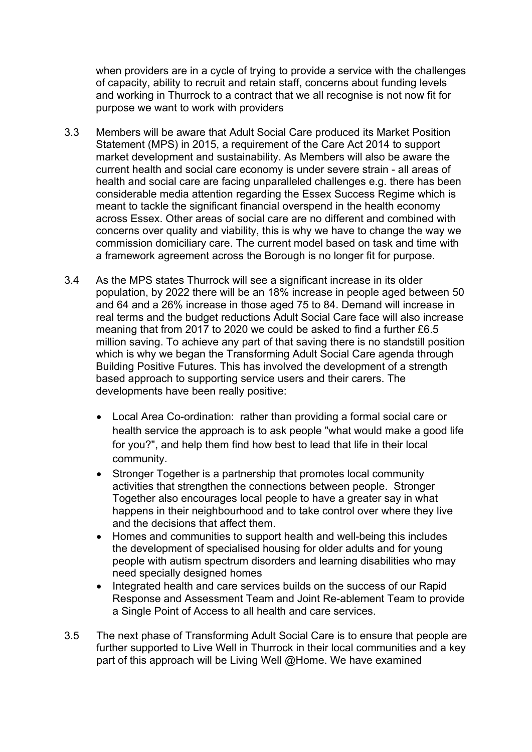when providers are in a cycle of trying to provide a service with the challenges of capacity, ability to recruit and retain staff, concerns about funding levels and working in Thurrock to a contract that we all recognise is not now fit for purpose we want to work with providers

3.3 Members will be aware that Adult Social Care produced its Market Position Statement (MPS) in 2015, a requirement of the Care Act 2014 to support market development and sustainability. As Members will also be aware the current health and social care economy is under severe strain - all areas of health and social care are facing unparalleled challenges e.g. there has been considerable media attention regarding the Essex Success Regime which is meant to tackle the significant financial overspend in the health economy across Essex. Other areas of social care are no different and combined with concerns over quality and viability, this is why we have to change the way we commission domiciliary care. The current model based on task and time with a framework agreement across the Borough is no longer fit for purpose.

3.4 As the MPS states Thurrock will see a significant increase in its older population, by 2022 there will be an 18% increase in people aged between 50 and 64 and a 26% increase in those aged 75 to 84. Demand will increase in real terms and the budget reductions Adult Social Care face will also increase meaning that from 2017 to 2020 we could be asked to find a further £6.5 million saving. To achieve any part of that saving there is no standstill position which is why we began the Transforming Adult Social Care agenda through Building Positive Futures. This has involved the development of a strength based approach to supporting service users and their carers. The developments have been really positive:

- Local Area Co-ordination: rather than providing a formal social care or health service the approach is to ask people "what would make a good life for you?", and help them find how best to lead that life in their local community.
- Stronger Together is a partnership that promotes local community activities that strengthen the connections between people. Stronger Together also encourages local people to have a greater say in what happens in their neighbourhood and to take control over where they live and the decisions that affect them.
- Homes and communities to support health and well-being this includes the development of specialised housing for older adults and for young people with autism spectrum disorders and learning disabilities who may need specially designed homes
- Integrated health and care services builds on the success of our Rapid Response and Assessment Team and Joint Re-ablement Team to provide a Single Point of Access to all health and care services.

3.5 The next phase of Transforming Adult Social Care is to ensure that people are further supported to Live Well in Thurrock in their local communities and a key part of this approach will be Living Well @Home. We have examined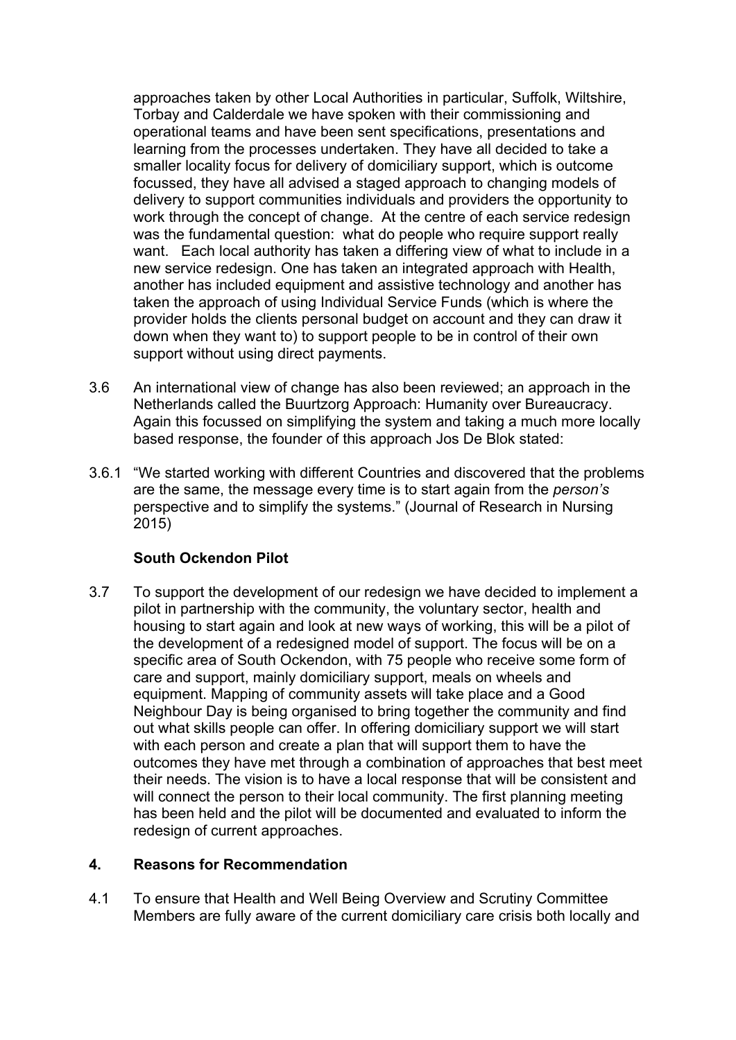approaches taken by other Local Authorities in particular, Suffolk, Wiltshire, Torbay and Calderdale we have spoken with their commissioning and operational teams and have been sent specifications, presentations and learning from the processes undertaken. They have all decided to take a smaller locality focus for delivery of domiciliary support, which is outcome focussed, they have all advised a staged approach to changing models of delivery to support communities individuals and providers the opportunity to work through the concept of change. At the centre of each service redesign was the fundamental question: what do people who require support really want. Each local authority has taken a differing view of what to include in a new service redesign. One has taken an integrated approach with Health, another has included equipment and assistive technology and another has taken the approach of using Individual Service Funds (which is where the provider holds the clients personal budget on account and they can draw it down when they want to) to support people to be in control of their own support without using direct payments.

3.6 An international view of change has also been reviewed; an approach in the Netherlands called the Buurtzorg Approach: Humanity over Bureaucracy. Again this focussed on simplifying the system and taking a much more locally based response, the founder of this approach Jos De Blok stated:

3.6.1 "We started working with different Countries and discovered that the problems are the same, the message every time is to start again from the *person's* perspective and to simplify the systems." (Journal of Research in Nursing 2015)

**South Ockendon Pilot**

3.7 To support the development of our redesign we have decided to implement a pilot in partnership with the community, the voluntary sector, health and housing to start again and look at new ways of working, this will be a pilot of the development of a redesigned model of support. The focus will be on a specific area of South Ockendon, with 75 people who receive some form of care and support, mainly domiciliary support, meals on wheels and equipment. Mapping of community assets will take place and a Good Neighbour Day is being organised to bring together the community and find out what skills people can offer. In offering domiciliary support we will start with each person and create a plan that will support them to have the outcomes they have met through a combination of approaches that best meet their needs. The vision is to have a local response that will be consistent and will connect the person to their local community. The first planning meeting has been held and the pilot will be documented and evaluated to inform the redesign of current approaches.

## 4. Reasons for Recommendation

4.1 To ensure that Health and Well Being Overview and Scrutiny Committee Members are fully aware of the current domiciliary care crisis both locally and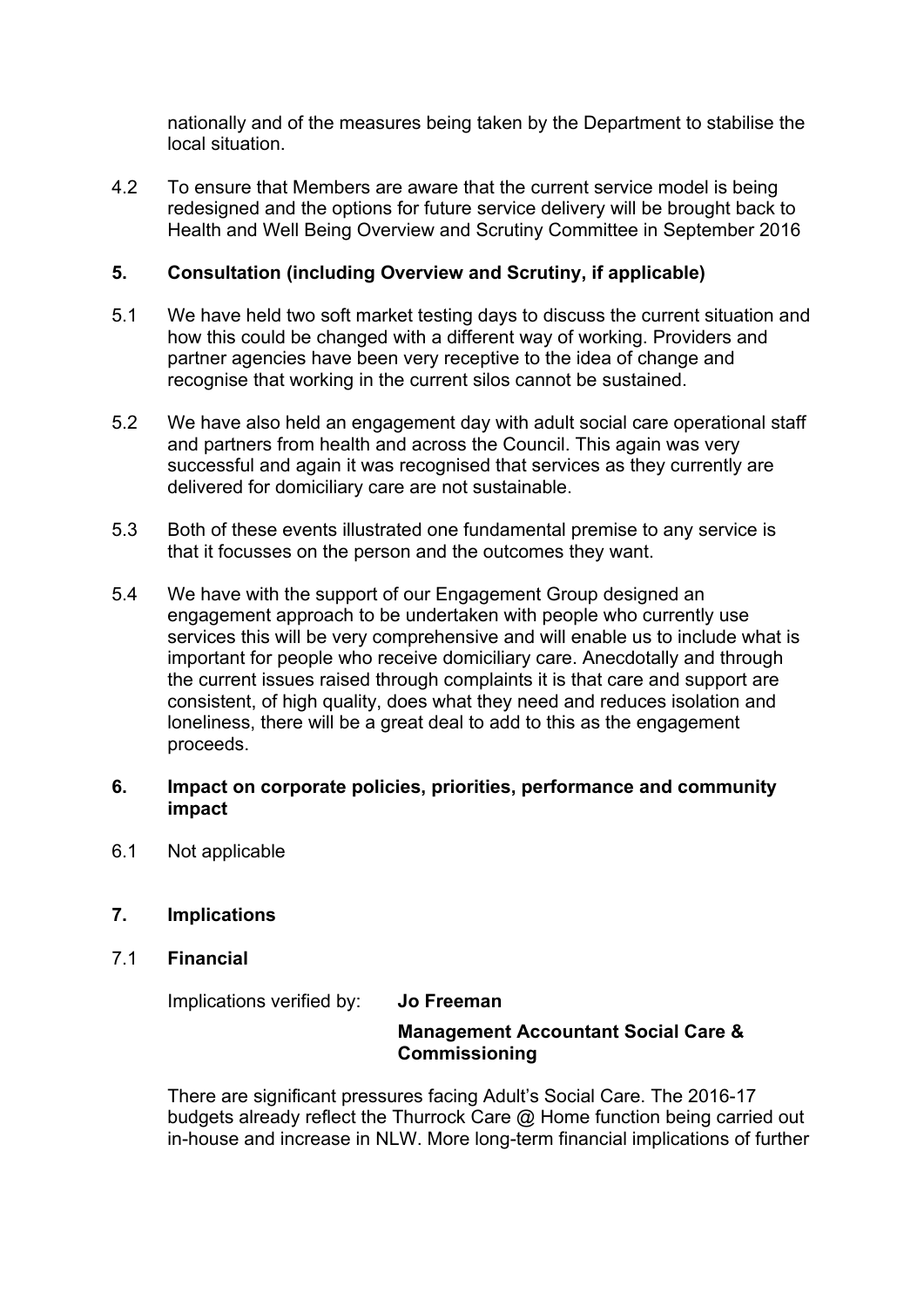nationally and of the measures being taken by the Department to stabilise the local situation.

4.2 To ensure that Members are aware that the current service model is being redesigned and the options for future service delivery will be brought back to Health and Well Being Overview and Scrutiny Committee in September 2016

## 5. Consultation (including Overview and Scrutiny, if applicable)

5.1 We have held two soft market testing days to discuss the current situation and how this could be changed with a different way of working. Providers and partner agencies have been very receptive to the idea of change and recognise that working in the current silos cannot be sustained.

5.2 We have also held an engagement day with adult social care operational staff and partners from health and across the Council. This again was very successful and again it was recognised that services as they currently are delivered for domiciliary care are not sustainable.

5.3 Both of these events illustrated one fundamental premise to any service is that it focusses on the person and the outcomes they want.

5.4 We have with the support of our Engagement Group designed an engagement approach to be undertaken with people who currently use services this will be very comprehensive and will enable us to include what is important for people who receive domiciliary care. Anecdotally and through the current issues raised through complaints it is that care and support are consistent, of high quality, does what they need and reduces isolation and loneliness, there will be a great deal to add to this as the engagement proceeds.

## 6. Impact on corporate policies, priorities, performance and community impact

6.1 Not applicable

## 7. Implications

### 7.1 Financial

Implications verified by: **Jo Freeman**

**Management Accountant Social Care & Commissioning**

There are significant pressures facing Adult's Social Care. The 2016-17 budgets already reflect the Thurrock Care @ Home function being carried out in-house and increase in NLW. More long-term financial implications of further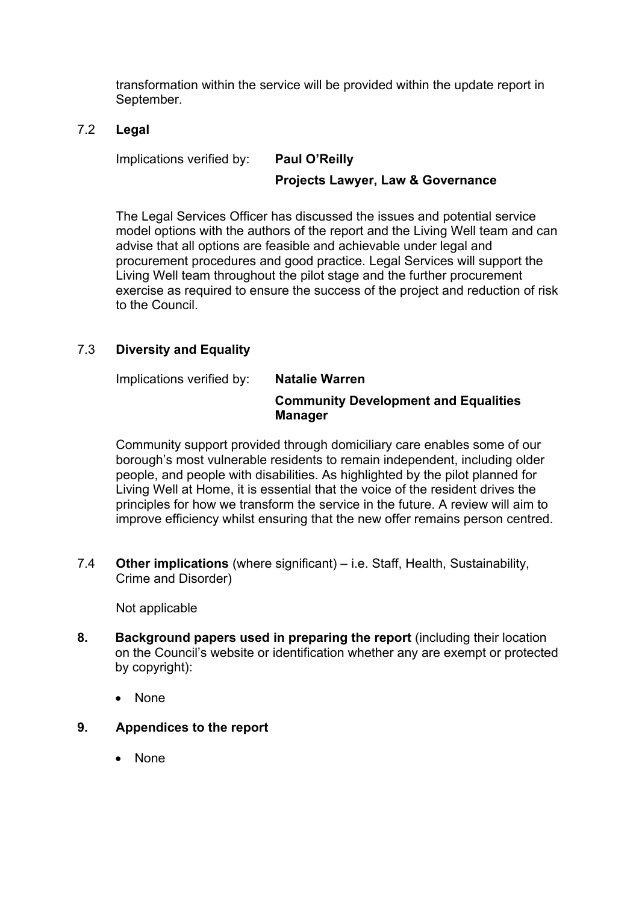transformation within the service will be provided within the update report in September.

### 7.2 Legal

Implications verified by: **Paul O'Reilly**

**Projects Lawyer, Law & Governance**

The Legal Services Officer has discussed the issues and potential service model options with the authors of the report and the Living Well team and can advise that all options are feasible and achievable under legal and procurement procedures and good practice. Legal Services will support the Living Well team throughout the pilot stage and the further procurement exercise as required to ensure the success of the project and reduction of risk to the Council.

### 7.3 Diversity and Equality

Implications verified by: **Natalie Warren**

**Community Development and Equalities Manager**

Community support provided through domiciliary care enables some of our borough's most vulnerable residents to remain independent, including older people, and people with disabilities. As highlighted by the pilot planned for Living Well at Home, it is essential that the voice of the resident drives the principles for how we transform the service in the future. A review will aim to improve efficiency whilst ensuring that the new offer remains person centred.

### 7.4 **Other implications** (where significant) – i.e. Staff, Health, Sustainability, Crime and Disorder)

Not applicable

## 8. **Background papers used in preparing the report** (including their location on the Council's website or identification whether any are exempt or protected by copyright):

- None

## 9. Appendices to the report

- None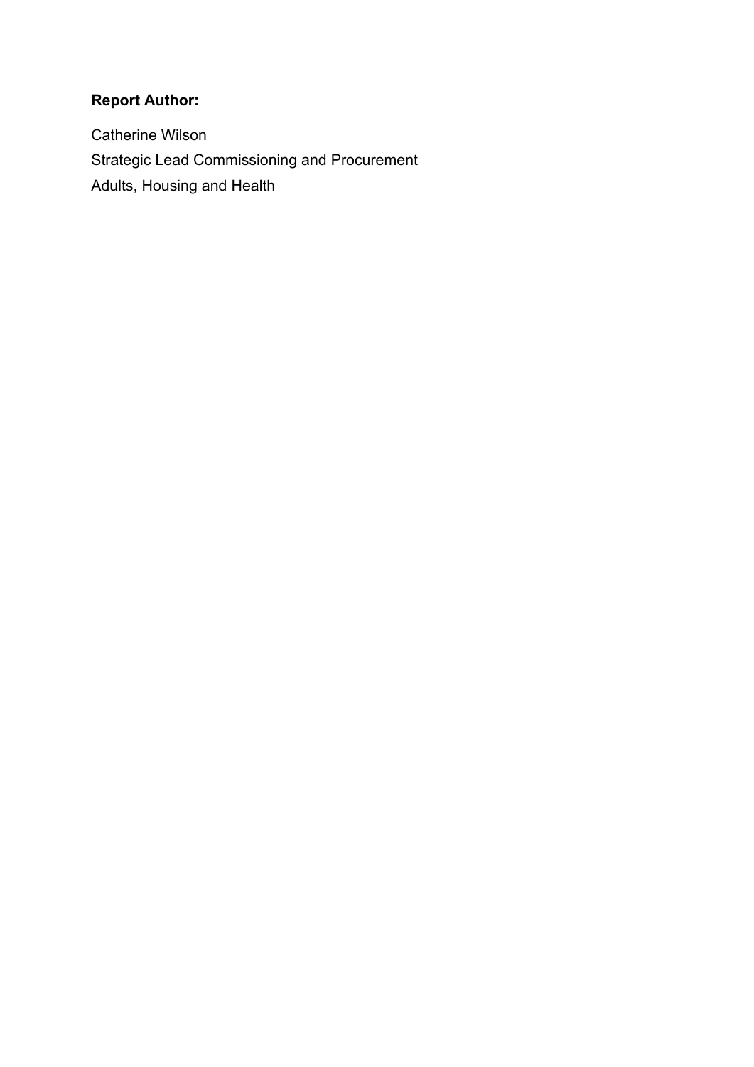**Report Author:**

Catherine Wilson
Strategic Lead Commissioning and Procurement
Adults, Housing and Health